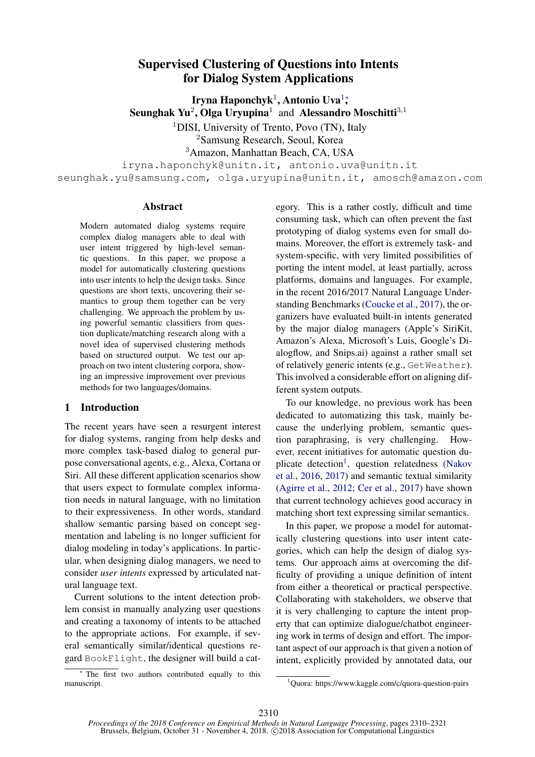# Supervised Clustering of Questions into Intents for Dialog System Applications

**Iryna Haponchyk**[1], **Antonio Uva**[1]*, **Seunghak Yu**[2], **Olga Uryupina**[1] and **Alessandro Moschitti**[3,1]

[1]DISI, University of Trento, Povo (TN), Italy
[2]Samsung Research, Seoul, Korea
[3]Amazon, Manhattan Beach, CA, USA

iryna.haponchyk@unitn.it, antonio.uva@unitn.it
seunghak.yu@samsung.com, olga.uryupina@unitn.it, amosch@amazon.com

## Abstract

Modern automated dialog systems require complex dialog managers able to deal with user intent triggered by high-level semantic questions. In this paper, we propose a model for automatically clustering questions into user intents to help the design tasks. Since questions are short texts, uncovering their semantics to group them together can be very challenging. We approach the problem by using powerful semantic classifiers from question duplicate/matching research along with a novel idea of supervised clustering methods based on structured output. We test our approach on two intent clustering corpora, showing an impressive improvement over previous methods for two languages/domains.

## 1 Introduction

The recent years have seen a resurgent interest for dialog systems, ranging from help desks and more complex task-based dialog to general purpose conversational agents, e.g., Alexa, Cortana or Siri. All these different application scenarios show that users expect to formulate complex information needs in natural language, with no limitation to their expressiveness. In other words, standard shallow semantic parsing based on concept segmentation and labeling is no longer sufficient for dialog modeling in today's applications. In particular, when designing dialog managers, we need to consider *user intents* expressed by articulated natural language text.

Current solutions to the intent detection problem consist in manually analyzing user questions and creating a taxonomy of intents to be attached to the appropriate actions. For example, if several semantically similar/identical questions regard `BookFlight`, the designer will build a category. This is a rather costly, difficult and time consuming task, which can often prevent the fast prototyping of dialog systems even for small domains. Moreover, the effort is extremely task- and system-specific, with very limited possibilities of porting the intent model, at least partially, across platforms, domains and languages. For example, in the recent 2016/2017 Natural Language Understanding Benchmarks (Coucke et al., 2017), the organizers have evaluated built-in intents generated by the major dialog managers (Apple's SiriKit, Amazon's Alexa, Microsoft's Luis, Google's Dialogflow, and Snips.ai) against a rather small set of relatively generic intents (e.g., `GetWeather`). This involved a considerable effort on aligning different system outputs.

To our knowledge, no previous work has been dedicated to automatizing this task, mainly because the underlying problem, semantic question paraphrasing, is very challenging. However, recent initiatives for automatic question duplicate detection[1], question relatedness (Nakov et al., 2016, 2017) and semantic textual similarity (Agirre et al., 2012; Cer et al., 2017) have shown that current technology achieves good accuracy in matching short text expressing similar semantics.

In this paper, we propose a model for automatically clustering questions into user intent categories, which can help the design of dialog systems. Our approach aims at overcoming the difficulty of providing a unique definition of intent from either a theoretical or practical perspective. Collaborating with stakeholders, we observe that it is very challenging to capture the intent property that can optimize dialogue/chatbot engineering work in terms of design and effort. The important aspect of our approach is that given a notion of intent, explicitly provided by annotated data, our

---

* The first two authors contributed equally to this manuscript.

[1]Quora: https://www.kaggle.com/c/quora-question-pairs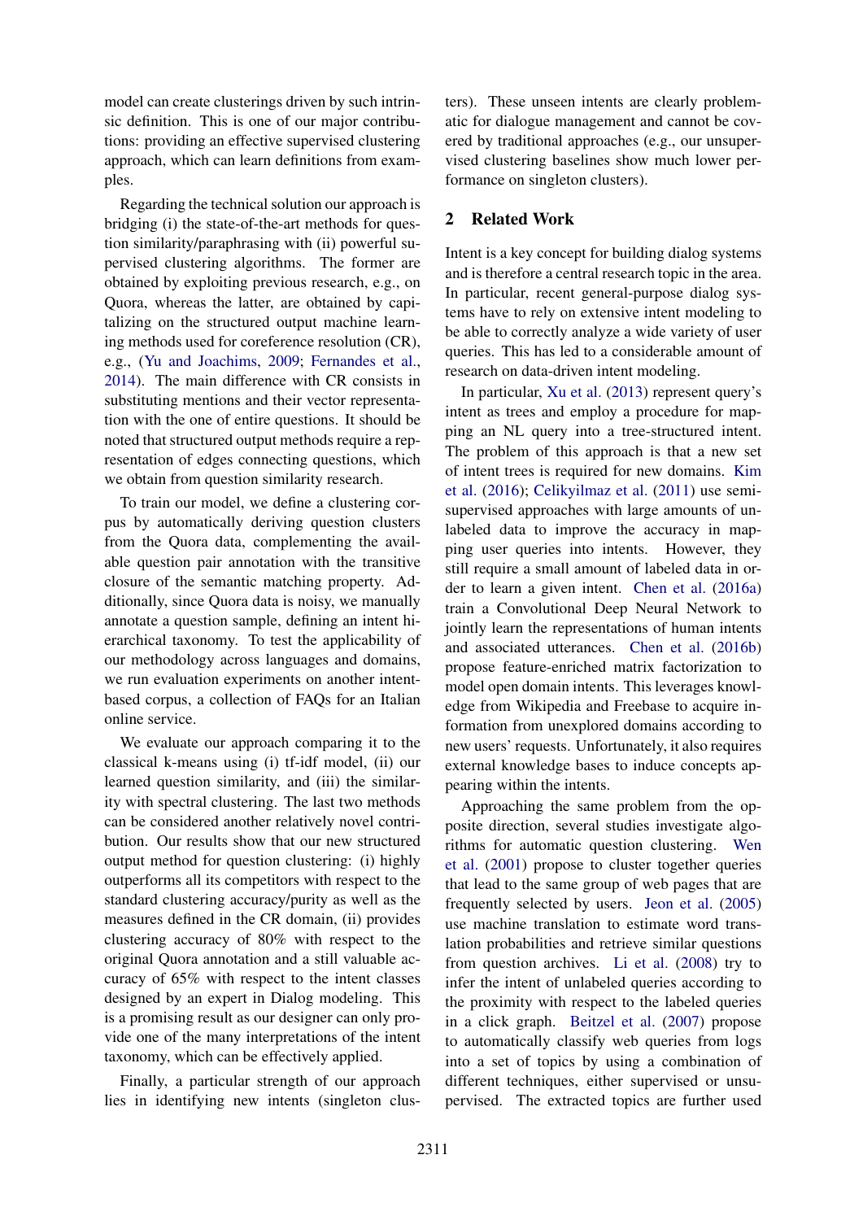model can create clusterings driven by such intrinsic definition. This is one of our major contributions: providing an effective supervised clustering approach, which can learn definitions from examples.

Regarding the technical solution our approach is bridging (i) the state-of-the-art methods for question similarity/paraphrasing with (ii) powerful supervised clustering algorithms. The former are obtained by exploiting previous research, e.g., on Quora, whereas the latter, are obtained by capitalizing on the structured output machine learning methods used for coreference resolution (CR), e.g., (Yu and Joachims, 2009; Fernandes et al., 2014). The main difference with CR consists in substituting mentions and their vector representation with the one of entire questions. It should be noted that structured output methods require a representation of edges connecting questions, which we obtain from question similarity research.

To train our model, we define a clustering corpus by automatically deriving question clusters from the Quora data, complementing the available question pair annotation with the transitive closure of the semantic matching property. Additionally, since Quora data is noisy, we manually annotate a question sample, defining an intent hierarchical taxonomy. To test the applicability of our methodology across languages and domains, we run evaluation experiments on another intent-based corpus, a collection of FAQs for an Italian online service.

We evaluate our approach comparing it to the classical k-means using (i) tf-idf model, (ii) our learned question similarity, and (iii) the similarity with spectral clustering. The last two methods can be considered another relatively novel contribution. Our results show that our new structured output method for question clustering: (i) highly outperforms all its competitors with respect to the standard clustering accuracy/purity as well as the measures defined in the CR domain, (ii) provides clustering accuracy of 80% with respect to the original Quora annotation and a still valuable accuracy of 65% with respect to the intent classes designed by an expert in Dialog modeling. This is a promising result as our designer can only provide one of the many interpretations of the intent taxonomy, which can be effectively applied.

Finally, a particular strength of our approach lies in identifying new intents (singleton clusters). These unseen intents are clearly problematic for dialogue management and cannot be covered by traditional approaches (e.g., our unsupervised clustering baselines show much lower performance on singleton clusters).

## 2 Related Work

Intent is a key concept for building dialog systems and is therefore a central research topic in the area. In particular, recent general-purpose dialog systems have to rely on extensive intent modeling to be able to correctly analyze a wide variety of user queries. This has led to a considerable amount of research on data-driven intent modeling.

In particular, Xu et al. (2013) represent query's intent as trees and employ a procedure for mapping an NL query into a tree-structured intent. The problem of this approach is that a new set of intent trees is required for new domains. Kim et al. (2016); Celikyilmaz et al. (2011) use semi-supervised approaches with large amounts of unlabeled data to improve the accuracy in mapping user queries into intents. However, they still require a small amount of labeled data in order to learn a given intent. Chen et al. (2016a) train a Convolutional Deep Neural Network to jointly learn the representations of human intents and associated utterances. Chen et al. (2016b) propose feature-enriched matrix factorization to model open domain intents. This leverages knowledge from Wikipedia and Freebase to acquire information from unexplored domains according to new users' requests. Unfortunately, it also requires external knowledge bases to induce concepts appearing within the intents.

Approaching the same problem from the opposite direction, several studies investigate algorithms for automatic question clustering. Wen et al. (2001) propose to cluster together queries that lead to the same group of web pages that are frequently selected by users. Jeon et al. (2005) use machine translation to estimate word translation probabilities and retrieve similar questions from question archives. Li et al. (2008) try to infer the intent of unlabeled queries according to the proximity with respect to the labeled queries in a click graph. Beitzel et al. (2007) propose to automatically classify web queries from logs into a set of topics by using a combination of different techniques, either supervised or unsupervised. The extracted topics are further used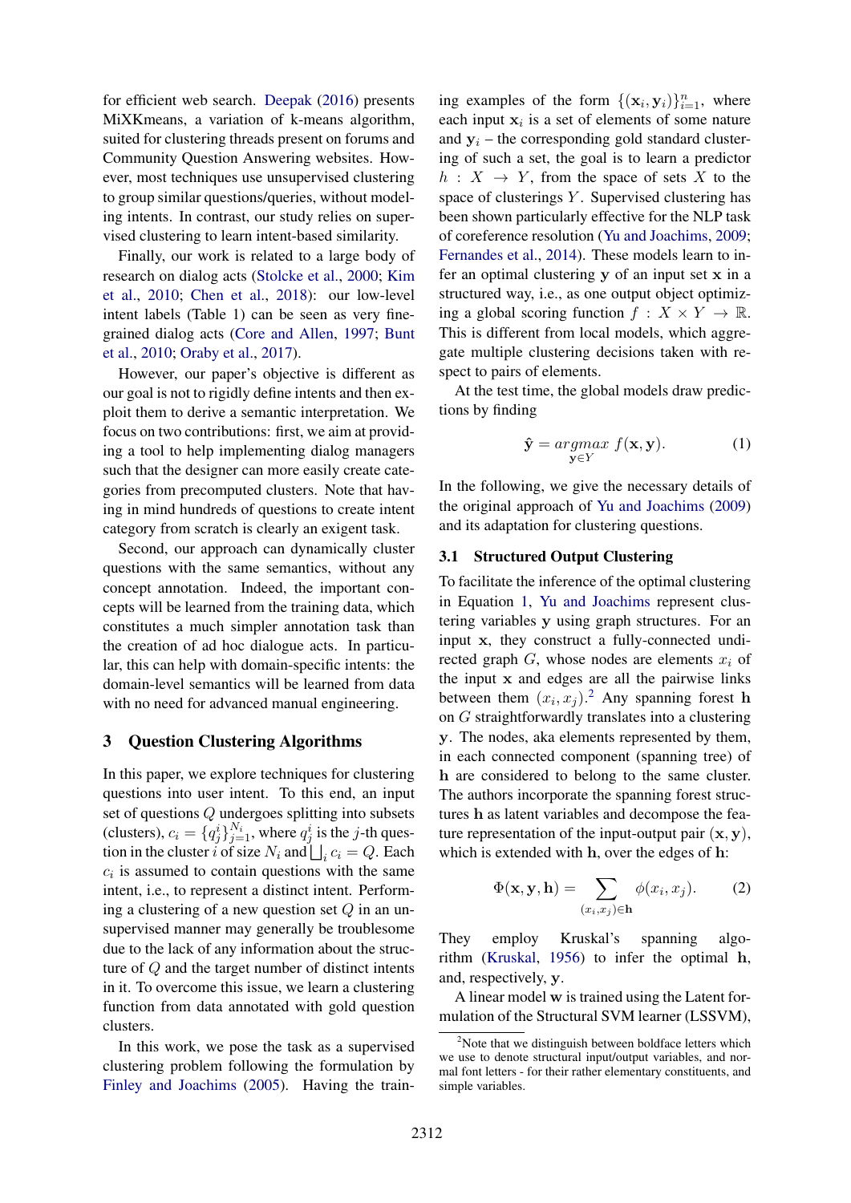for efficient web search. Deepak (2016) presents MiXKmeans, a variation of k-means algorithm, suited for clustering threads present on forums and Community Question Answering websites. However, most techniques use unsupervised clustering to group similar questions/queries, without modeling intents. In contrast, our study relies on supervised clustering to learn intent-based similarity.

Finally, our work is related to a large body of research on dialog acts (Stolcke et al., 2000; Kim et al., 2010; Chen et al., 2018): our low-level intent labels (Table 1) can be seen as very fine-grained dialog acts (Core and Allen, 1997; Bunt et al., 2010; Oraby et al., 2017).

However, our paper's objective is different as our goal is not to rigidly define intents and then exploit them to derive a semantic interpretation. We focus on two contributions: first, we aim at providing a tool to help implementing dialog managers such that the designer can more easily create categories from precomputed clusters. Note that having in mind hundreds of questions to create intent category from scratch is clearly an exigent task.

Second, our approach can dynamically cluster questions with the same semantics, without any concept annotation. Indeed, the important concepts will be learned from the training data, which constitutes a much simpler annotation task than the creation of ad hoc dialogue acts. In particular, this can help with domain-specific intents: the domain-level semantics will be learned from data with no need for advanced manual engineering.

## 3 Question Clustering Algorithms

In this paper, we explore techniques for clustering questions into user intent. To this end, an input set of questions $Q$ undergoes splitting into subsets (clusters), $c_i = \{q_j^i\}_{j=1}^{N_i}$, where $q_j^i$ is the $j$-th question in the cluster $i$ of size $N_i$ and $\bigsqcup_i c_i = Q$. Each $c_i$ is assumed to contain questions with the same intent, i.e., to represent a distinct intent. Performing a clustering of a new question set $Q$ in an unsupervised manner may generally be troublesome due to the lack of any information about the structure of $Q$ and the target number of distinct intents in it. To overcome this issue, we learn a clustering function from data annotated with gold question clusters.

In this work, we pose the task as a supervised clustering problem following the formulation by Finley and Joachims (2005). Having the training examples of the form $\{(\mathbf{x}_i, \mathbf{y}_i)\}_{i=1}^n$, where each input $\mathbf{x}_i$ is a set of elements of some nature and $\mathbf{y}_i$ – the corresponding gold standard clustering of such a set, the goal is to learn a predictor $h : X \rightarrow Y$, from the space of sets $X$ to the space of clusterings $Y$. Supervised clustering has been shown particularly effective for the NLP task of coreference resolution (Yu and Joachims, 2009; Fernandes et al., 2014). These models learn to infer an optimal clustering $\mathbf{y}$ of an input set $\mathbf{x}$ in a structured way, i.e., as one output object optimizing a global scoring function $f : X \times Y \rightarrow \mathbb{R}$. This is different from local models, which aggregate multiple clustering decisions taken with respect to pairs of elements.

At the test time, the global models draw predictions by finding

$$\hat{\mathbf{y}} = \underset{\mathbf{y} \in Y}{argmax}\ f(\mathbf{x}, \mathbf{y}). \tag{1}$$

In the following, we give the necessary details of the original approach of Yu and Joachims (2009) and its adaptation for clustering questions.

### 3.1 Structured Output Clustering

To facilitate the inference of the optimal clustering in Equation 1, Yu and Joachims represent clustering variables $\mathbf{y}$ using graph structures. For an input $\mathbf{x}$, they construct a fully-connected undirected graph $G$, whose nodes are elements $x_i$ of the input $\mathbf{x}$ and edges are all the pairwise links between them $(x_i, x_j)$.[2] Any spanning forest $\mathbf{h}$ on $G$ straightforwardly translates into a clustering $\mathbf{y}$. The nodes, aka elements represented by them, in each connected component (spanning tree) of $\mathbf{h}$ are considered to belong to the same cluster. The authors incorporate the spanning forest structures $\mathbf{h}$ as latent variables and decompose the feature representation of the input-output pair $(\mathbf{x}, \mathbf{y})$, which is extended with $\mathbf{h}$, over the edges of $\mathbf{h}$:

$$\Phi(\mathbf{x}, \mathbf{y}, \mathbf{h}) = \sum_{(x_i, x_j) \in \mathbf{h}} \phi(x_i, x_j). \tag{2}$$

They employ Kruskal's spanning algorithm (Kruskal, 1956) to infer the optimal $\mathbf{h}$, and, respectively, $\mathbf{y}$.

A linear model $\mathbf{w}$ is trained using the Latent formulation of the Structural SVM learner (LSSVM),

[2] Note that we distinguish between boldface letters which we use to denote structural input/output variables, and normal font letters - for their rather elementary constituents, and simple variables.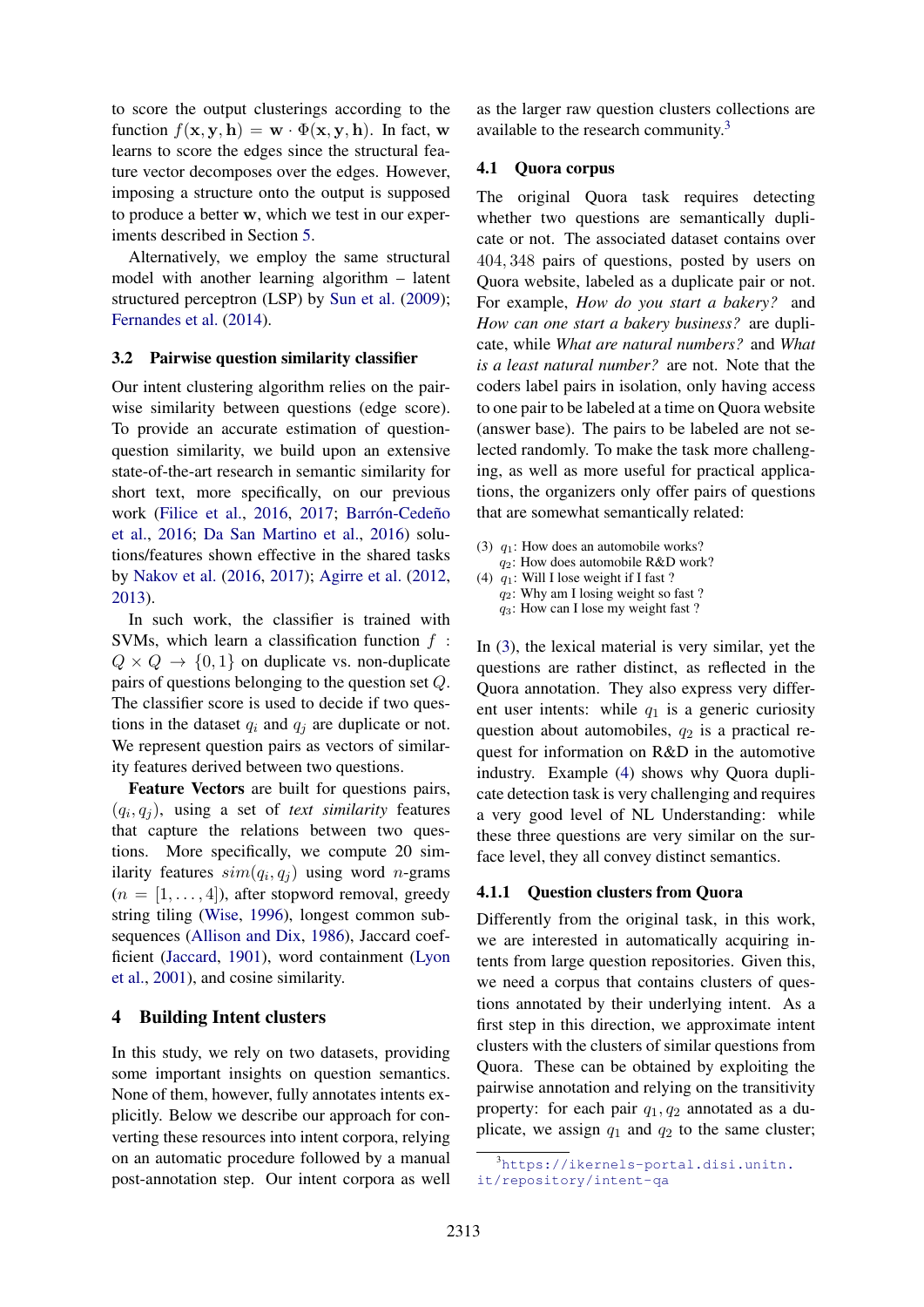to score the output clusterings according to the function $f(\mathbf{x}, \mathbf{y}, \mathbf{h}) = \mathbf{w} \cdot \Phi(\mathbf{x}, \mathbf{y}, \mathbf{h})$. In fact, $\mathbf{w}$ learns to score the edges since the structural feature vector decomposes over the edges. However, imposing a structure onto the output is supposed to produce a better $\mathbf{w}$, which we test in our experiments described in Section 5.

Alternatively, we employ the same structural model with another learning algorithm – latent structured perceptron (LSP) by Sun et al. (2009); Fernandes et al. (2014).

### 3.2 Pairwise question similarity classifier

Our intent clustering algorithm relies on the pairwise similarity between questions (edge score). To provide an accurate estimation of question-question similarity, we build upon an extensive state-of-the-art research in semantic similarity for short text, more specifically, on our previous work (Filice et al., 2016, 2017; Barrón-Cedeño et al., 2016; Da San Martino et al., 2016) solutions/features shown effective in the shared tasks by Nakov et al. (2016, 2017); Agirre et al. (2012, 2013).

In such work, the classifier is trained with SVMs, which learn a classification function $f : Q \times Q \rightarrow \{0, 1\}$ on duplicate vs. non-duplicate pairs of questions belonging to the question set $Q$. The classifier score is used to decide if two questions in the dataset $q_i$ and $q_j$ are duplicate or not. We represent question pairs as vectors of similarity features derived between two questions.

**Feature Vectors** are built for questions pairs, $(q_i, q_j)$, using a set of *text similarity* features that capture the relations between two questions. More specifically, we compute 20 similarity features $sim(q_i, q_j)$ using word $n$-grams ($n = [1, \ldots, 4]$), after stopword removal, greedy string tiling (Wise, 1996), longest common subsequences (Allison and Dix, 1986), Jaccard coefficient (Jaccard, 1901), word containment (Lyon et al., 2001), and cosine similarity.

## 4 Building Intent clusters

In this study, we rely on two datasets, providing some important insights on question semantics. None of them, however, fully annotates intents explicitly. Below we describe our approach for converting these resources into intent corpora, relying on an automatic procedure followed by a manual post-annotation step. Our intent corpora as well as the larger raw question clusters collections are available to the research community.[3]

### 4.1 Quora corpus

The original Quora task requires detecting whether two questions are semantically duplicate or not. The associated dataset contains over 404,348 pairs of questions, posted by users on Quora website, labeled as a duplicate pair or not. For example, *How do you start a bakery?* and *How can one start a bakery business?* are duplicate, while *What are natural numbers?* and *What is a least natural number?* are not. Note that the coders label pairs in isolation, only having access to one pair to be labeled at a time on Quora website (answer base). The pairs to be labeled are not selected randomly. To make the task more challenging, as well as more useful for practical applications, the organizers only offer pairs of questions that are somewhat semantically related:

(3) $q_1$: How does an automobile works?
$q_2$: How does automobile R&D work?

(4) $q_1$: Will I lose weight if I fast ?
$q_2$: Why am I losing weight so fast ?
$q_3$: How can I lose my weight fast ?

In (3), the lexical material is very similar, yet the questions are rather distinct, as reflected in the Quora annotation. They also express very different user intents: while $q_1$ is a generic curiosity question about automobiles, $q_2$ is a practical request for information on R&D in the automotive industry. Example (4) shows why Quora duplicate detection task is very challenging and requires a very good level of NL Understanding: while these three questions are very similar on the surface level, they all convey distinct semantics.

#### 4.1.1 Question clusters from Quora

Differently from the original task, in this work, we are interested in automatically acquiring intents from large question repositories. Given this, we need a corpus that contains clusters of questions annotated by their underlying intent. As a first step in this direction, we approximate intent clusters with the clusters of similar questions from Quora. These can be obtained by exploiting the pairwise annotation and relying on the transitivity property: for each pair $q_1, q_2$ annotated as a duplicate, we assign $q_1$ and $q_2$ to the same cluster;

[3] https://ikernels-portal.disi.unitn.it/repository/intent-qa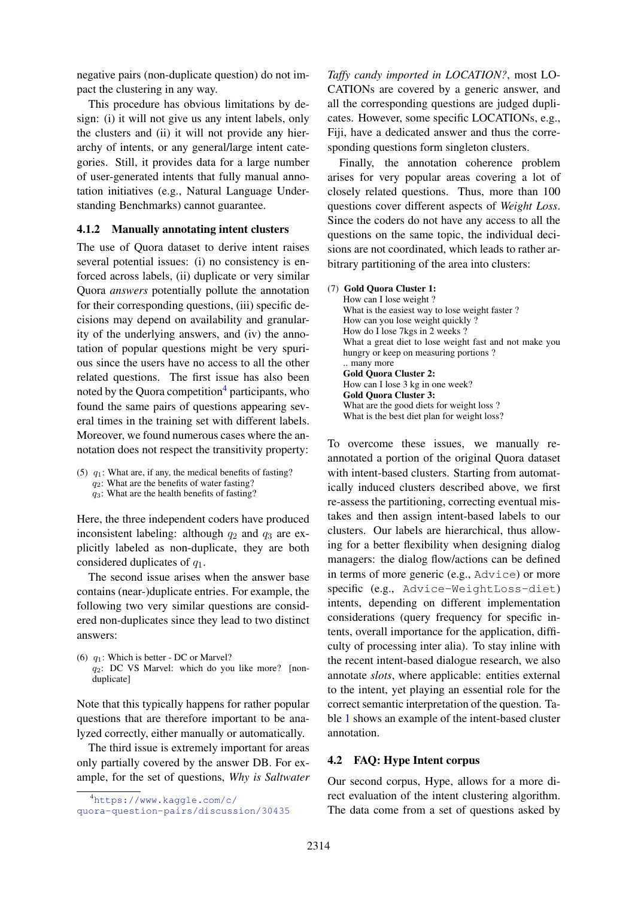negative pairs (non-duplicate question) do not impact the clustering in any way.

This procedure has obvious limitations by design: (i) it will not give us any intent labels, only the clusters and (ii) it will not provide any hierarchy of intents, or any general/large intent categories. Still, it provides data for a large number of user-generated intents that fully manual annotation initiatives (e.g., Natural Language Understanding Benchmarks) cannot guarantee.

### 4.1.2 Manually annotating intent clusters

The use of Quora dataset to derive intent raises several potential issues: (i) no consistency is enforced across labels, (ii) duplicate or very similar Quora *answers* potentially pollute the annotation for their corresponding questions, (iii) specific decisions may depend on availability and granularity of the underlying answers, and (iv) the annotation of popular questions might be very spurious since the users have no access to all the other related questions. The first issue has also been noted by the Quora competition[4] participants, who found the same pairs of questions appearing several times in the training set with different labels. Moreover, we found numerous cases where the annotation does not respect the transitivity property:

(5) $q_1$: What are, if any, the medical benefits of fasting?
$q_2$: What are the benefits of water fasting?
$q_3$: What are the health benefits of fasting?

Here, the three independent coders have produced inconsistent labeling: although $q_2$ and $q_3$ are explicitly labeled as non-duplicate, they are both considered duplicates of $q_1$.

The second issue arises when the answer base contains (near-)duplicate entries. For example, the following two very similar questions are considered non-duplicates since they lead to two distinct answers:

(6) $q_1$: Which is better - DC or Marvel?
$q_2$: DC VS Marvel: which do you like more? [non-duplicate]

Note that this typically happens for rather popular questions that are therefore important to be analyzed correctly, either manually or automatically.

The third issue is extremely important for areas only partially covered by the answer DB. For example, for the set of questions, *Why is Saltwater Taffy candy imported in LOCATION?*, most LOCATIONs are covered by a generic answer, and all the corresponding questions are judged duplicates. However, some specific LOCATIONs, e.g., Fiji, have a dedicated answer and thus the corresponding questions form singleton clusters.

Finally, the annotation coherence problem arises for very popular areas covering a lot of closely related questions. Thus, more than 100 questions cover different aspects of *Weight Loss*. Since the coders do not have any access to all the questions on the same topic, the individual decisions are not coordinated, which leads to rather arbitrary partitioning of the area into clusters:

(7) **Gold Quora Cluster 1:**
How can I lose weight ?
What is the easiest way to lose weight faster ?
How can you lose weight quickly ?
How do I lose 7kgs in 2 weeks ?
What a great diet to lose weight fast and not make you hungry or keep on measuring portions ?
.. many more
**Gold Quora Cluster 2:**
How can I lose 3 kg in one week?
**Gold Quora Cluster 3:**
What are the good diets for weight loss ?
What is the best diet plan for weight loss?

To overcome these issues, we manually re-annotated a portion of the original Quora dataset with intent-based clusters. Starting from automatically induced clusters described above, we first re-assess the partitioning, correcting eventual mistakes and then assign intent-based labels to our clusters. Our labels are hierarchical, thus allowing for a better flexibility when designing dialog managers: the dialog flow/actions can be defined in terms of more generic (e.g., `Advice`) or more specific (e.g., `Advice-WeightLoss-diet`) intents, depending on different implementation considerations (query frequency for specific intents, overall importance for the application, difficulty of processing inter alia). To stay inline with the recent intent-based dialogue research, we also annotate *slots*, where applicable: entities external to the intent, yet playing an essential role for the correct semantic interpretation of the question. Table 1 shows an example of the intent-based cluster annotation.

## 4.2 FAQ: Hype Intent corpus

Our second corpus, Hype, allows for a more direct evaluation of the intent clustering algorithm. The data come from a set of questions asked by

[4] https://www.kaggle.com/c/quora-question-pairs/discussion/30435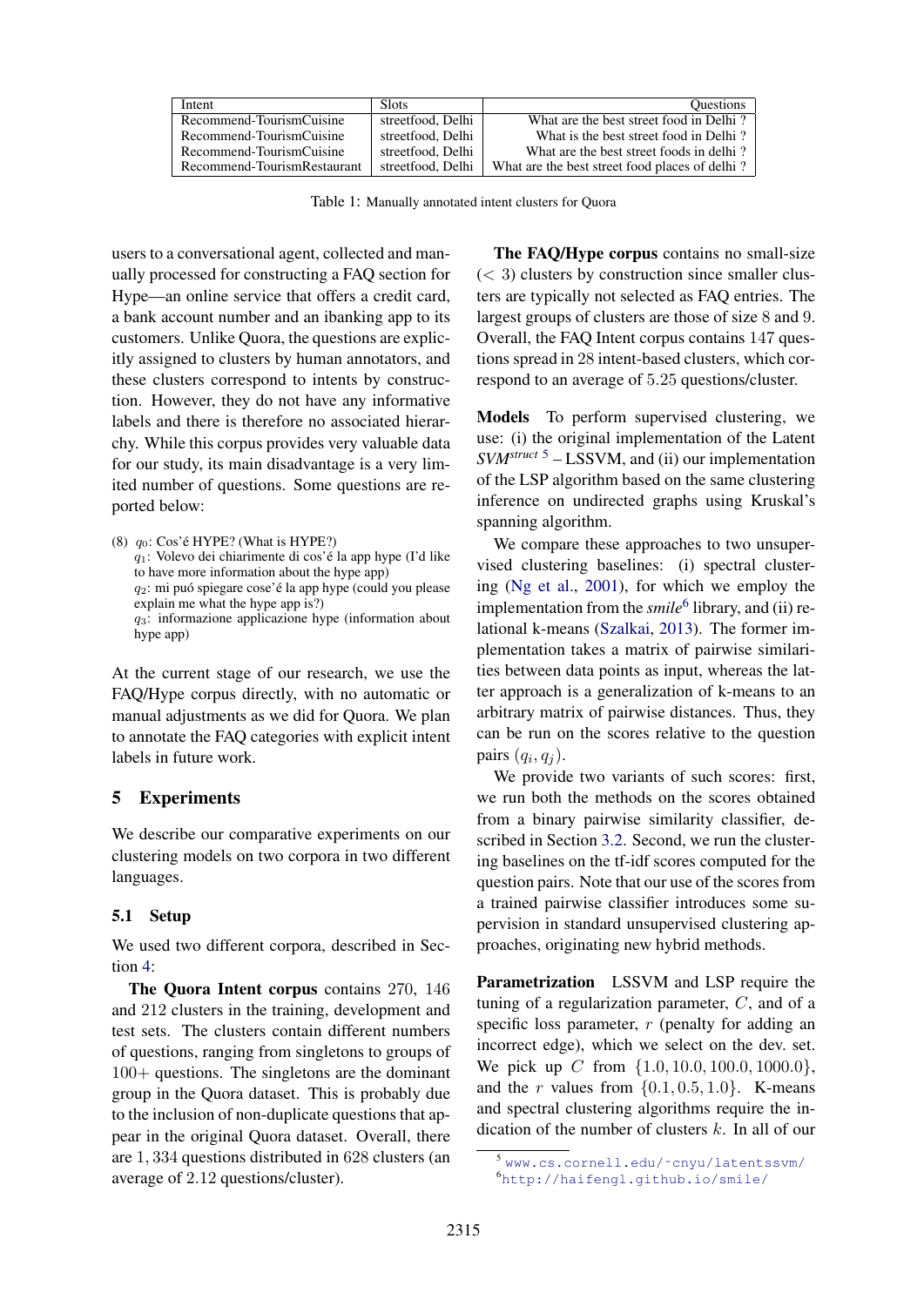| Intent | Slots | Questions |
|---|---|---|
| Recommend-TourismCuisine | streetfood, Delhi | What are the best street food in Delhi ? |
| Recommend-TourismCuisine | streetfood, Delhi | What is the best street food in Delhi ? |
| Recommend-TourismCuisine | streetfood, Delhi | What are the best street foods in delhi ? |
| Recommend-TourismRestaurant | streetfood, Delhi | What are the best street food places of delhi ? |

Table 1: Manually annotated intent clusters for Quora

users to a conversational agent, collected and manually processed for constructing a FAQ section for Hype—an online service that offers a credit card, a bank account number and an ibanking app to its customers. Unlike Quora, the questions are explicitly assigned to clusters by human annotators, and these clusters correspond to intents by construction. However, they do not have any informative labels and there is therefore no associated hierarchy. While this corpus provides very valuable data for our study, its main disadvantage is a very limited number of questions. Some questions are reported below:

(8) $q_0$: Cos'é HYPE? (What is HYPE?)
$q_1$: Volevo dei chiarimente di cos'é la app hype (I'd like to have more information about the hype app)
$q_2$: mi puó spiegare cose'é la app hype (could you please explain me what the hype app is?)
$q_3$: informazione applicazione hype (information about hype app)

At the current stage of our research, we use the FAQ/Hype corpus directly, with no automatic or manual adjustments as we did for Quora. We plan to annotate the FAQ categories with explicit intent labels in future work.

## 5 Experiments

We describe our comparative experiments on our clustering models on two corpora in two different languages.

### 5.1 Setup

We used two different corpora, described in Section 4:

**The Quora Intent corpus** contains 270, 146 and 212 clusters in the training, development and test sets. The clusters contain different numbers of questions, ranging from singletons to groups of 100+ questions. The singletons are the dominant group in the Quora dataset. This is probably due to the inclusion of non-duplicate questions that appear in the original Quora dataset. Overall, there are 1,334 questions distributed in 628 clusters (an average of 2.12 questions/cluster).

**The FAQ/Hype corpus** contains no small-size ($< 3$) clusters by construction since smaller clusters are typically not selected as FAQ entries. The largest groups of clusters are those of size 8 and 9. Overall, the FAQ Intent corpus contains 147 questions spread in 28 intent-based clusters, which correspond to an average of 5.25 questions/cluster.

**Models** To perform supervised clustering, we use: (i) the original implementation of the Latent *SVM^struct* [5] – LSSVM, and (ii) our implementation of the LSP algorithm based on the same clustering inference on undirected graphs using Kruskal's spanning algorithm.

We compare these approaches to two unsupervised clustering baselines: (i) spectral clustering (Ng et al., 2001), for which we employ the implementation from the *smile*[6] library, and (ii) relational k-means (Szalkai, 2013). The former implementation takes a matrix of pairwise similarities between data points as input, whereas the latter approach is a generalization of k-means to an arbitrary matrix of pairwise distances. Thus, they can be run on the scores relative to the question pairs $(q_i, q_j)$.

We provide two variants of such scores: first, we run both the methods on the scores obtained from a binary pairwise similarity classifier, described in Section 3.2. Second, we run the clustering baselines on the tf-idf scores computed for the question pairs. Note that our use of the scores from a trained pairwise classifier introduces some supervision in standard unsupervised clustering approaches, originating new hybrid methods.

**Parametrization** LSSVM and LSP require the tuning of a regularization parameter, $C$, and of a specific loss parameter, $r$ (penalty for adding an incorrect edge), which we select on the dev. set. We pick up $C$ from $\{1.0, 10.0, 100.0, 1000.0\}$, and the $r$ values from $\{0.1, 0.5, 1.0\}$. K-means and spectral clustering algorithms require the indication of the number of clusters $k$. In all of our

[5] www.cs.cornell.edu/~cnyu/latentssvm/
[6] http://haifengl.github.io/smile/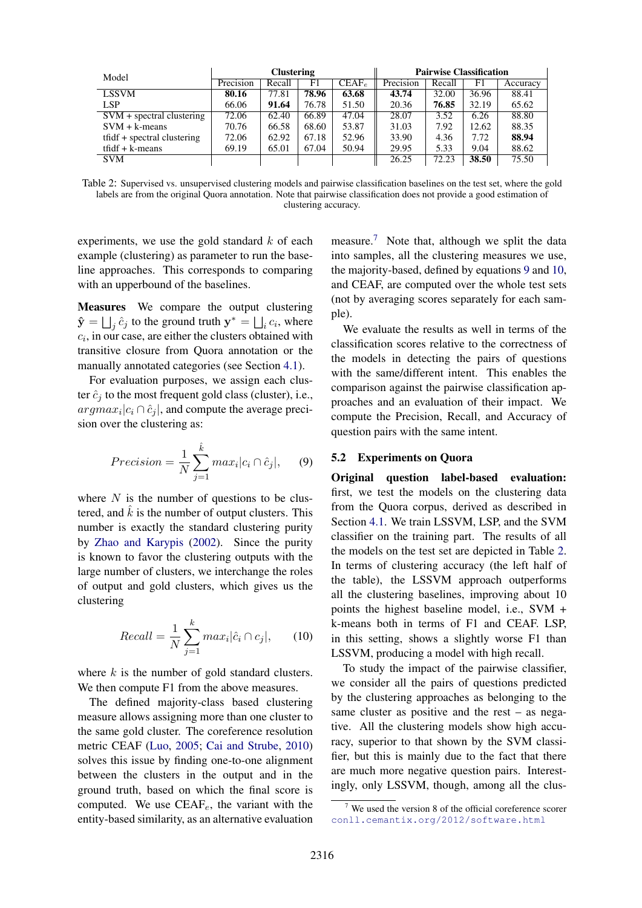| Model | Clustering | | | | Pairwise Classification | | | |
|---|---|---|---|---|---|---|---|---|
| | Precision | Recall | F1 | CEAF$_e$ | Precision | Recall | F1 | Accuracy |
| LSSVM | **80.16** | 77.81 | **78.96** | **63.68** | **43.74** | 32.00 | 36.96 | 88.41 |
| LSP | 66.06 | **91.64** | 76.78 | 51.50 | 20.36 | **76.85** | 32.19 | 65.62 |
| SVM + spectral clustering | 72.06 | 62.40 | 66.89 | 47.04 | 28.07 | 3.52 | 6.26 | 88.80 |
| SVM + k-means | 70.76 | 66.58 | 68.60 | 53.87 | 31.03 | 7.92 | 12.62 | 88.35 |
| tfidf + spectral clustering | 72.06 | 62.92 | 67.18 | 52.96 | 33.90 | 4.36 | 7.72 | **88.94** |
| tfidf + k-means | 69.19 | 65.01 | 67.04 | 50.94 | 29.95 | 5.33 | 9.04 | 88.62 |
| SVM | | | | | 26.25 | 72.23 | **38.50** | 75.50 |

Table 2: Supervised vs. unsupervised clustering models and pairwise classification baselines on the test set, where the gold labels are from the original Quora annotation. Note that pairwise classification does not provide a good estimation of clustering accuracy.

experiments, we use the gold standard $k$ of each example (clustering) as parameter to run the baseline approaches. This corresponds to comparing with an upperbound of the baselines.

**Measures** We compare the output clustering $\hat{\mathbf{y}} = \bigsqcup_j \hat{c}_j$ to the ground truth $\mathbf{y}^* = \bigsqcup_i c_i$, where $c_i$, in our case, are either the clusters obtained with transitive closure from Quora annotation or the manually annotated categories (see Section 4.1).

For evaluation purposes, we assign each cluster $\hat{c}_j$ to the most frequent gold class (cluster), i.e., $argmax_i|c_i \cap \hat{c}_j|$, and compute the average precision over the clustering as:

$$Precision = \frac{1}{N}\sum_{j=1}^{\hat{k}} max_i|c_i \cap \hat{c}_j|, \quad (9)$$

where $N$ is the number of questions to be clustered, and $\hat{k}$ is the number of output clusters. This number is exactly the standard clustering purity by Zhao and Karypis (2002). Since the purity is known to favor the clustering outputs with the large number of clusters, we interchange the roles of output and gold clusters, which gives us the clustering

$$Recall = \frac{1}{N}\sum_{j=1}^{k} max_i|\hat{c}_i \cap c_j|, \quad (10)$$

where $k$ is the number of gold standard clusters. We then compute F1 from the above measures.

The defined majority-class based clustering measure allows assigning more than one cluster to the same gold cluster. The coreference resolution metric CEAF (Luo, 2005; Cai and Strube, 2010) solves this issue by finding one-to-one alignment between the clusters in the output and in the ground truth, based on which the final score is computed. We use CEAF$_e$, the variant with the entity-based similarity, as an alternative evaluation measure.[7] Note that, although we split the data into samples, all the clustering measures we use, the majority-based, defined by equations 9 and 10, and CEAF, are computed over the whole test sets (not by averaging scores separately for each sample).

We evaluate the results as well in terms of the classification scores relative to the correctness of the models in detecting the pairs of questions with the same/different intent. This enables the comparison against the pairwise classification approaches and an evaluation of their impact. We compute the Precision, Recall, and Accuracy of question pairs with the same intent.

### 5.2 Experiments on Quora

**Original question label-based evaluation:** first, we test the models on the clustering data from the Quora corpus, derived as described in Section 4.1. We train LSSVM, LSP, and the SVM classifier on the training part. The results of all the models on the test set are depicted in Table 2. In terms of clustering accuracy (the left half of the table), the LSSVM approach outperforms all the clustering baselines, improving about 10 points the highest baseline model, i.e., SVM + k-means both in terms of F1 and CEAF. LSP, in this setting, shows a slightly worse F1 than LSSVM, producing a model with high recall.

To study the impact of the pairwise classifier, we consider all the pairs of questions predicted by the clustering approaches as belonging to the same cluster as positive and the rest – as negative. All the clustering models show high accuracy, superior to that shown by the SVM classifier, but this is mainly due to the fact that there are much more negative question pairs. Interestingly, only LSSVM, though, among all the clus-

[7] We used the version 8 of the official coreference scorer conll.cemantix.org/2012/software.html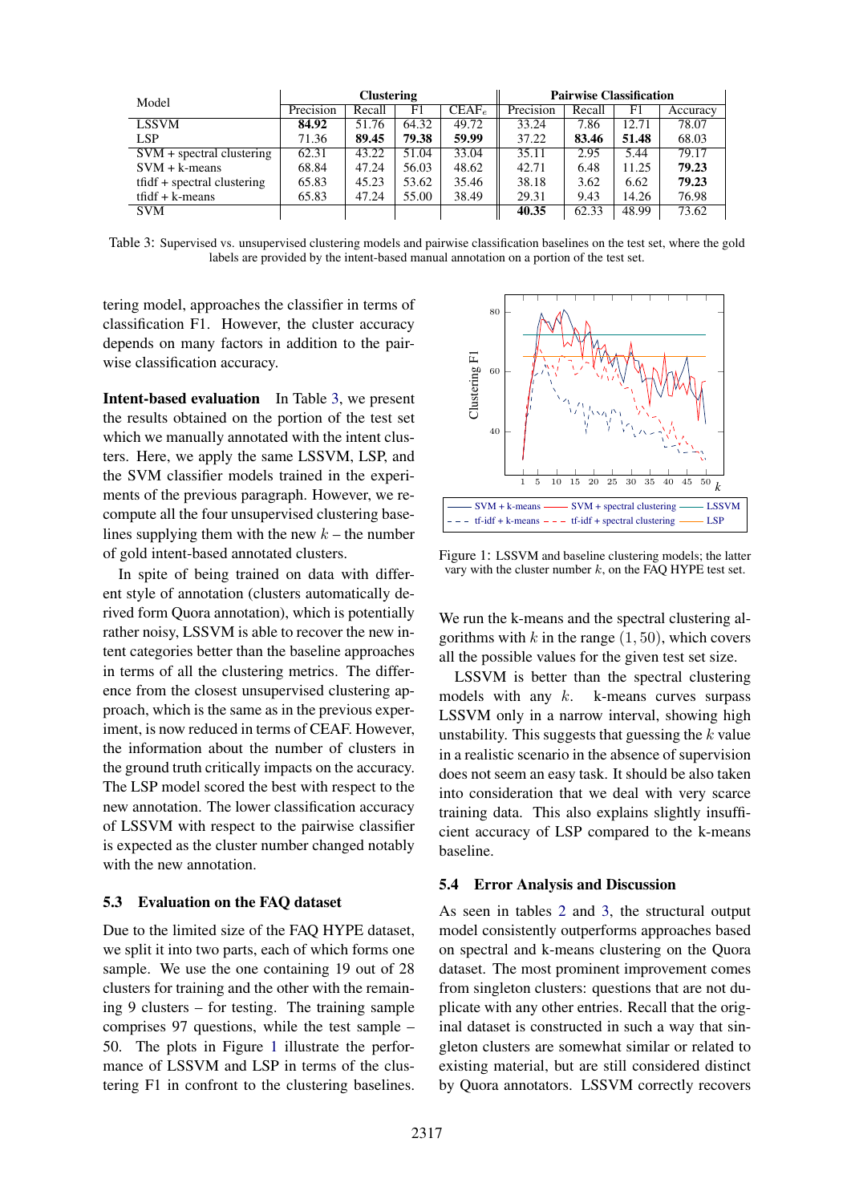| Model | Clustering | | | | Pairwise Classification | | | |
|---|---|---|---|---|---|---|---|---|
| | Precision | Recall | F1 | CEAF$_e$ | Precision | Recall | F1 | Accuracy |
| LSSVM | **84.92** | 51.76 | 64.32 | 49.72 | 33.24 | 7.86 | 12.71 | 78.07 |
| LSP | 71.36 | **89.45** | **79.38** | **59.99** | 37.22 | **83.46** | **51.48** | 68.03 |
| SVM + spectral clustering | 62.31 | 43.22 | 51.04 | 33.04 | 35.11 | 2.95 | 5.44 | 79.17 |
| SVM + k-means | 68.84 | 47.24 | 56.03 | 48.62 | 42.71 | 6.48 | 11.25 | **79.23** |
| tfidf + spectral clustering | 65.83 | 45.23 | 53.62 | 35.46 | 38.18 | 3.62 | 6.62 | **79.23** |
| tfidf + k-means | 65.83 | 47.24 | 55.00 | 38.49 | 29.31 | 9.43 | 14.26 | 76.98 |
| SVM | | | | | **40.35** | 62.33 | 48.99 | 73.62 |

Table 3: Supervised vs. unsupervised clustering models and pairwise classification baselines on the test set, where the gold labels are provided by the intent-based manual annotation on a portion of the test set.

tering model, approaches the classifier in terms of classification F1. However, the cluster accuracy depends on many factors in addition to the pairwise classification accuracy.

**Intent-based evaluation** In Table 3, we present the results obtained on the portion of the test set which we manually annotated with the intent clusters. Here, we apply the same LSSVM, LSP, and the SVM classifier models trained in the experiments of the previous paragraph. However, we recompute all the four unsupervised clustering baselines supplying them with the new $k$ – the number of gold intent-based annotated clusters.

In spite of being trained on data with different style of annotation (clusters automatically derived form Quora annotation), which is potentially rather noisy, LSSVM is able to recover the new intent categories better than the baseline approaches in terms of all the clustering metrics. The difference from the closest unsupervised clustering approach, which is the same as in the previous experiment, is now reduced in terms of CEAF. However, the information about the number of clusters in the ground truth critically impacts on the accuracy. The LSP model scored the best with respect to the new annotation. The lower classification accuracy of LSSVM with respect to the pairwise classifier is expected as the cluster number changed notably with the new annotation.

### 5.3 Evaluation on the FAQ dataset

Due to the limited size of the FAQ HYPE dataset, we split it into two parts, each of which forms one sample. We use the one containing 19 out of 28 clusters for training and the other with the remaining 9 clusters – for testing. The training sample comprises 97 questions, while the test sample – 50. The plots in Figure 1 illustrate the performance of LSSVM and LSP in terms of the clustering F1 in confront to the clustering baselines.

Figure 1: LSSVM and baseline clustering models; the latter vary with the cluster number $k$, on the FAQ HYPE test set.

We run the k-means and the spectral clustering algorithms with $k$ in the range $(1, 50)$, which covers all the possible values for the given test set size.

LSSVM is better than the spectral clustering models with any $k$. k-means curves surpass LSSVM only in a narrow interval, showing high unstability. This suggests that guessing the $k$ value in a realistic scenario in the absence of supervision does not seem an easy task. It should be also taken into consideration that we deal with very scarce training data. This also explains slightly insufficient accuracy of LSP compared to the k-means baseline.

### 5.4 Error Analysis and Discussion

As seen in tables 2 and 3, the structural output model consistently outperforms approaches based on spectral and k-means clustering on the Quora dataset. The most prominent improvement comes from singleton clusters: questions that are not duplicate with any other entries. Recall that the original dataset is constructed in such a way that singleton clusters are somewhat similar or related to existing material, but are still considered distinct by Quora annotators. LSSVM correctly recovers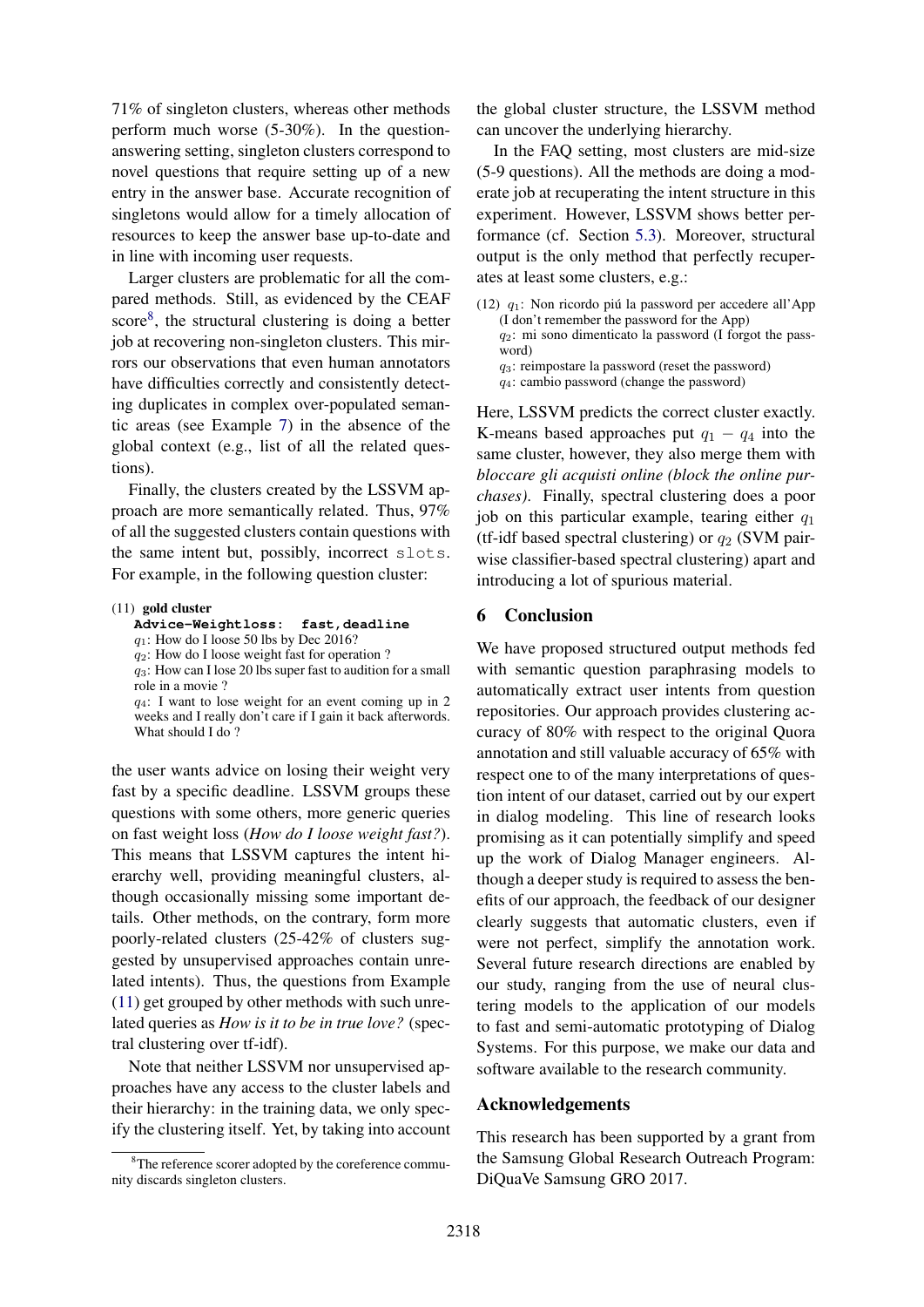71% of singleton clusters, whereas other methods perform much worse (5-30%). In the question-answering setting, singleton clusters correspond to novel questions that require setting up of a new entry in the answer base. Accurate recognition of singletons would allow for a timely allocation of resources to keep the answer base up-to-date and in line with incoming user requests.

Larger clusters are problematic for all the compared methods. Still, as evidenced by the CEAF score[8], the structural clustering is doing a better job at recovering non-singleton clusters. This mirrors our observations that even human annotators have difficulties correctly and consistently detecting duplicates in complex over-populated semantic areas (see Example 7) in the absence of the global context (e.g., list of all the related questions).

Finally, the clusters created by the LSSVM approach are more semantically related. Thus, 97% of all the suggested clusters contain questions with the same intent but, possibly, incorrect `slots`. For example, in the following question cluster:

(11) **gold cluster**
**`Advice-Weightloss: fast,deadline`**
$q_1$: How do I loose 50 lbs by Dec 2016?
$q_2$: How do I loose weight fast for operation ?
$q_3$: How can I lose 20 lbs super fast to audition for a small role in a movie ?
$q_4$: I want to lose weight for an event coming up in 2 weeks and I really don't care if I gain it back afterwords. What should I do ?

the user wants advice on losing their weight very fast by a specific deadline. LSSVM groups these questions with some others, more generic queries on fast weight loss (*How do I loose weight fast?*). This means that LSSVM captures the intent hierarchy well, providing meaningful clusters, although occasionally missing some important details. Other methods, on the contrary, form more poorly-related clusters (25-42% of clusters suggested by unsupervised approaches contain unrelated intents). Thus, the questions from Example (11) get grouped by other methods with such unrelated queries as *How is it to be in true love?* (spectral clustering over tf-idf).

Note that neither LSSVM nor unsupervised approaches have any access to the cluster labels and their hierarchy: in the training data, we only specify the clustering itself. Yet, by taking into account the global cluster structure, the LSSVM method can uncover the underlying hierarchy.

In the FAQ setting, most clusters are mid-size (5-9 questions). All the methods are doing a moderate job at recuperating the intent structure in this experiment. However, LSSVM shows better performance (cf. Section 5.3). Moreover, structural output is the only method that perfectly recuperates at least some clusters, e.g.:

(12) $q_1$: Non ricordo piú la password per accedere all'App (I don't remember the password for the App)
$q_2$: mi sono dimenticato la password (I forgot the password)
$q_3$: reimpostare la password (reset the password)
$q_4$: cambio password (change the password)

Here, LSSVM predicts the correct cluster exactly. K-means based approaches put $q_1 - q_4$ into the same cluster, however, they also merge them with *bloccare gli acquisti online (block the online purchases)*. Finally, spectral clustering does a poor job on this particular example, tearing either $q_1$ (tf-idf based spectral clustering) or $q_2$ (SVM pairwise classifier-based spectral clustering) apart and introducing a lot of spurious material.

## 6 Conclusion

We have proposed structured output methods fed with semantic question paraphrasing models to automatically extract user intents from question repositories. Our approach provides clustering accuracy of 80% with respect to the original Quora annotation and still valuable accuracy of 65% with respect one to of the many interpretations of question intent of our dataset, carried out by our expert in dialog modeling. This line of research looks promising as it can potentially simplify and speed up the work of Dialog Manager engineers. Although a deeper study is required to assess the benefits of our approach, the feedback of our designer clearly suggests that automatic clusters, even if were not perfect, simplify the annotation work. Several future research directions are enabled by our study, ranging from the use of neural clustering models to the application of our models to fast and semi-automatic prototyping of Dialog Systems. For this purpose, we make our data and software available to the research community.

## Acknowledgements

This research has been supported by a grant from the Samsung Global Research Outreach Program: DiQuaVe Samsung GRO 2017.

[8]The reference scorer adopted by the coreference community discards singleton clusters.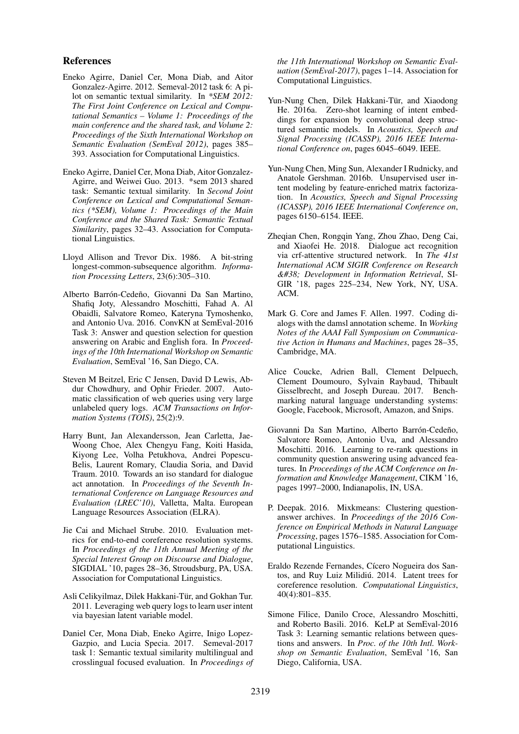## References

Eneko Agirre, Daniel Cer, Mona Diab, and Aitor Gonzalez-Agirre. 2012. Semeval-2012 task 6: A pilot on semantic textual similarity. In *\*SEM 2012: The First Joint Conference on Lexical and Computational Semantics – Volume 1: Proceedings of the main conference and the shared task, and Volume 2: Proceedings of the Sixth International Workshop on Semantic Evaluation (SemEval 2012)*, pages 385–393. Association for Computational Linguistics.

Eneko Agirre, Daniel Cer, Mona Diab, Aitor Gonzalez-Agirre, and Weiwei Guo. 2013. *sem 2013 shared task: Semantic textual similarity. In *Second Joint Conference on Lexical and Computational Semantics (\*SEM), Volume 1: Proceedings of the Main Conference and the Shared Task: Semantic Textual Similarity*, pages 32–43. Association for Computational Linguistics.

Lloyd Allison and Trevor Dix. 1986. A bit-string longest-common-subsequence algorithm. *Information Processing Letters*, 23(6):305–310.

Alberto Barrón-Cedeño, Giovanni Da San Martino, Shafiq Joty, Alessandro Moschitti, Fahad A. Al Obaidli, Salvatore Romeo, Kateryna Tymoshenko, and Antonio Uva. 2016. ConvKN at SemEval-2016 Task 3: Answer and question selection for question answering on Arabic and English fora. In *Proceedings of the 10th International Workshop on Semantic Evaluation*, SemEval '16, San Diego, CA.

Steven M Beitzel, Eric C Jensen, David D Lewis, Abdur Chowdhury, and Ophir Frieder. 2007. Automatic classification of web queries using very large unlabeled query logs. *ACM Transactions on Information Systems (TOIS)*, 25(2):9.

Harry Bunt, Jan Alexandersson, Jean Carletta, Jae-Woong Choe, Alex Chengyu Fang, Koiti Hasida, Kiyong Lee, Volha Petukhova, Andrei Popescu-Belis, Laurent Romary, Claudia Soria, and David Traum. 2010. Towards an iso standard for dialogue act annotation. In *Proceedings of the Seventh International Conference on Language Resources and Evaluation (LREC'10)*, Valletta, Malta. European Language Resources Association (ELRA).

Jie Cai and Michael Strube. 2010. Evaluation metrics for end-to-end coreference resolution systems. In *Proceedings of the 11th Annual Meeting of the Special Interest Group on Discourse and Dialogue*, SIGDIAL '10, pages 28–36, Stroudsburg, PA, USA. Association for Computational Linguistics.

Asli Celikyilmaz, Dilek Hakkani-Tür, and Gokhan Tur. 2011. Leveraging web query logs to learn user intent via bayesian latent variable model.

Daniel Cer, Mona Diab, Eneko Agirre, Inigo Lopez-Gazpio, and Lucia Specia. 2017. Semeval-2017 task 1: Semantic textual similarity multilingual and crosslingual focused evaluation. In *Proceedings of the 11th International Workshop on Semantic Evaluation (SemEval-2017)*, pages 1–14. Association for Computational Linguistics.

Yun-Nung Chen, Dilek Hakkani-Tür, and Xiaodong He. 2016a. Zero-shot learning of intent embeddings for expansion by convolutional deep structured semantic models. In *Acoustics, Speech and Signal Processing (ICASSP), 2016 IEEE International Conference on*, pages 6045–6049. IEEE.

Yun-Nung Chen, Ming Sun, Alexander I Rudnicky, and Anatole Gershman. 2016b. Unsupervised user intent modeling by feature-enriched matrix factorization. In *Acoustics, Speech and Signal Processing (ICASSP), 2016 IEEE International Conference on*, pages 6150–6154. IEEE.

Zheqian Chen, Rongqin Yang, Zhou Zhao, Deng Cai, and Xiaofei He. 2018. Dialogue act recognition via crf-attentive structured network. In *The 41st International ACM SIGIR Conference on Research &#38; Development in Information Retrieval*, SIGIR '18, pages 225–234, New York, NY, USA. ACM.

Mark G. Core and James F. Allen. 1997. Coding dialogs with the damsl annotation scheme. In *Working Notes of the AAAI Fall Symposium on Communicative Action in Humans and Machines*, pages 28–35, Cambridge, MA.

Alice Coucke, Adrien Ball, Clement Delpuech, Clement Doumouro, Sylvain Raybaud, Thibault Gisselbrecht, and Joseph Dureau. 2017. Benchmarking natural language understanding systems: Google, Facebook, Microsoft, Amazon, and Snips.

Giovanni Da San Martino, Alberto Barrón-Cedeño, Salvatore Romeo, Antonio Uva, and Alessandro Moschitti. 2016. Learning to re-rank questions in community question answering using advanced features. In *Proceedings of the ACM Conference on Information and Knowledge Management*, CIKM '16, pages 1997–2000, Indianapolis, IN, USA.

P. Deepak. 2016. Mixkmeans: Clustering question-answer archives. In *Proceedings of the 2016 Conference on Empirical Methods in Natural Language Processing*, pages 1576–1585. Association for Computational Linguistics.

Eraldo Rezende Fernandes, Cícero Nogueira dos Santos, and Ruy Luiz Milidiú. 2014. Latent trees for coreference resolution. *Computational Linguistics*, 40(4):801–835.

Simone Filice, Danilo Croce, Alessandro Moschitti, and Roberto Basili. 2016. KeLP at SemEval-2016 Task 3: Learning semantic relations between questions and answers. In *Proc. of the 10th Intl. Workshop on Semantic Evaluation*, SemEval '16, San Diego, California, USA.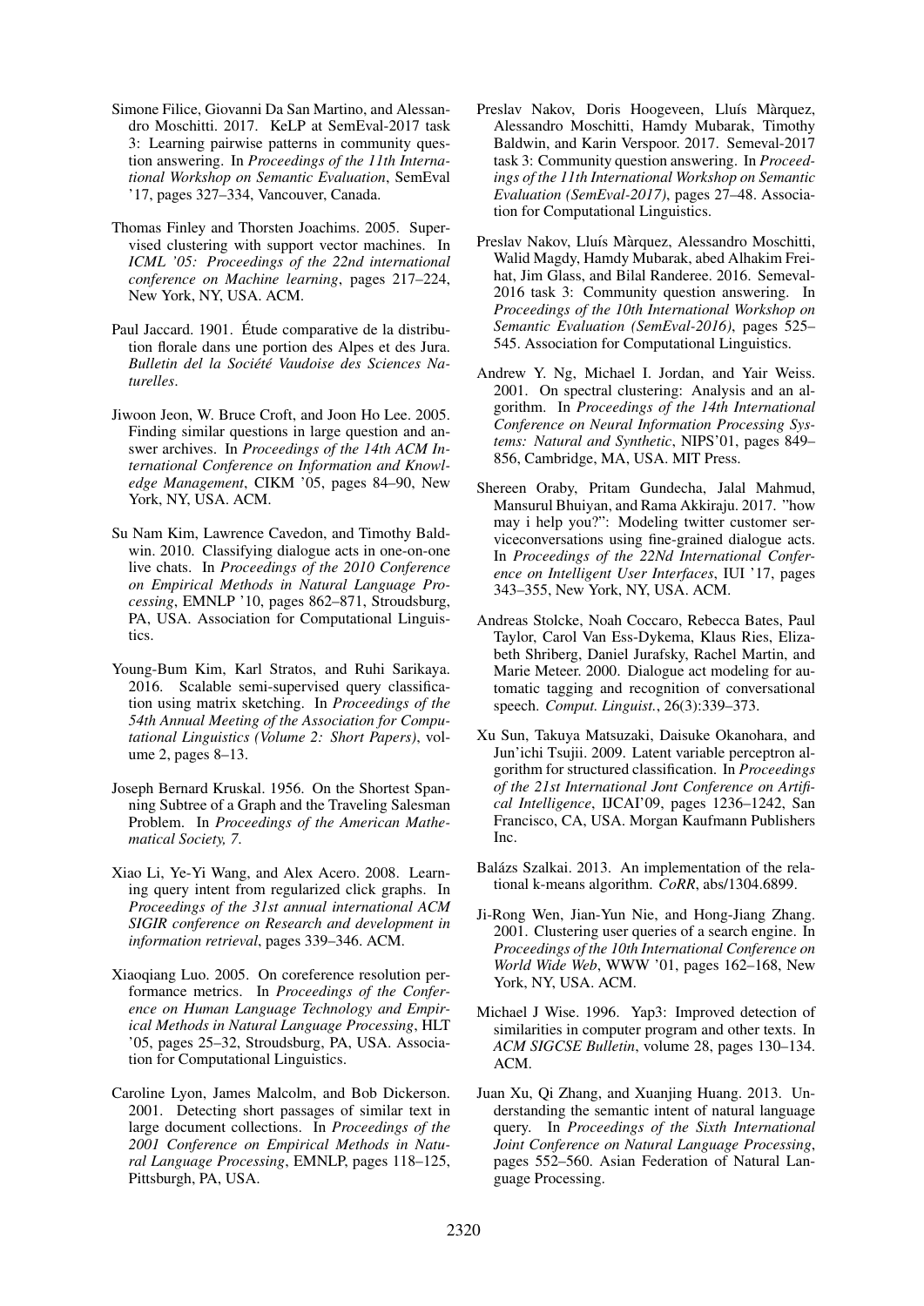Simone Filice, Giovanni Da San Martino, and Alessandro Moschitti. 2017. KeLP at SemEval-2017 task 3: Learning pairwise patterns in community question answering. In *Proceedings of the 11th International Workshop on Semantic Evaluation*, SemEval '17, pages 327–334, Vancouver, Canada.

Thomas Finley and Thorsten Joachims. 2005. Supervised clustering with support vector machines. In *ICML '05: Proceedings of the 22nd international conference on Machine learning*, pages 217–224, New York, NY, USA. ACM.

Paul Jaccard. 1901. Étude comparative de la distribution florale dans une portion des Alpes et des Jura. *Bulletin del la Société Vaudoise des Sciences Naturelles*.

Jiwoon Jeon, W. Bruce Croft, and Joon Ho Lee. 2005. Finding similar questions in large question and answer archives. In *Proceedings of the 14th ACM International Conference on Information and Knowledge Management*, CIKM '05, pages 84–90, New York, NY, USA. ACM.

Su Nam Kim, Lawrence Cavedon, and Timothy Baldwin. 2010. Classifying dialogue acts in one-on-one live chats. In *Proceedings of the 2010 Conference on Empirical Methods in Natural Language Processing*, EMNLP '10, pages 862–871, Stroudsburg, PA, USA. Association for Computational Linguistics.

Young-Bum Kim, Karl Stratos, and Ruhi Sarikaya. 2016. Scalable semi-supervised query classification using matrix sketching. In *Proceedings of the 54th Annual Meeting of the Association for Computational Linguistics (Volume 2: Short Papers)*, volume 2, pages 8–13.

Joseph Bernard Kruskal. 1956. On the Shortest Spanning Subtree of a Graph and the Traveling Salesman Problem. In *Proceedings of the American Mathematical Society, 7*.

Xiao Li, Ye-Yi Wang, and Alex Acero. 2008. Learning query intent from regularized click graphs. In *Proceedings of the 31st annual international ACM SIGIR conference on Research and development in information retrieval*, pages 339–346. ACM.

Xiaoqiang Luo. 2005. On coreference resolution performance metrics. In *Proceedings of the Conference on Human Language Technology and Empirical Methods in Natural Language Processing*, HLT '05, pages 25–32, Stroudsburg, PA, USA. Association for Computational Linguistics.

Caroline Lyon, James Malcolm, and Bob Dickerson. 2001. Detecting short passages of similar text in large document collections. In *Proceedings of the 2001 Conference on Empirical Methods in Natural Language Processing*, EMNLP, pages 118–125, Pittsburgh, PA, USA.

Preslav Nakov, Doris Hoogeveen, Lluís Màrquez, Alessandro Moschitti, Hamdy Mubarak, Timothy Baldwin, and Karin Verspoor. 2017. Semeval-2017 task 3: Community question answering. In *Proceedings of the 11th International Workshop on Semantic Evaluation (SemEval-2017)*, pages 27–48. Association for Computational Linguistics.

Preslav Nakov, Lluís Màrquez, Alessandro Moschitti, Walid Magdy, Hamdy Mubarak, abed Alhakim Freihat, Jim Glass, and Bilal Randeree. 2016. Semeval-2016 task 3: Community question answering. In *Proceedings of the 10th International Workshop on Semantic Evaluation (SemEval-2016)*, pages 525–545. Association for Computational Linguistics.

Andrew Y. Ng, Michael I. Jordan, and Yair Weiss. 2001. On spectral clustering: Analysis and an algorithm. In *Proceedings of the 14th International Conference on Neural Information Processing Systems: Natural and Synthetic*, NIPS'01, pages 849–856, Cambridge, MA, USA. MIT Press.

Shereen Oraby, Pritam Gundecha, Jalal Mahmud, Mansurul Bhuiyan, and Rama Akkiraju. 2017. "how may i help you?": Modeling twitter customer serviceconversations using fine-grained dialogue acts. In *Proceedings of the 22Nd International Conference on Intelligent User Interfaces*, IUI '17, pages 343–355, New York, NY, USA. ACM.

Andreas Stolcke, Noah Coccaro, Rebecca Bates, Paul Taylor, Carol Van Ess-Dykema, Klaus Ries, Elizabeth Shriberg, Daniel Jurafsky, Rachel Martin, and Marie Meteer. 2000. Dialogue act modeling for automatic tagging and recognition of conversational speech. *Comput. Linguist.*, 26(3):339–373.

Xu Sun, Takuya Matsuzaki, Daisuke Okanohara, and Jun'ichi Tsujii. 2009. Latent variable perceptron algorithm for structured classification. In *Proceedings of the 21st International Jont Conference on Artifical Intelligence*, IJCAI'09, pages 1236–1242, San Francisco, CA, USA. Morgan Kaufmann Publishers Inc.

Balázs Szalkai. 2013. An implementation of the relational k-means algorithm. *CoRR*, abs/1304.6899.

Ji-Rong Wen, Jian-Yun Nie, and Hong-Jiang Zhang. 2001. Clustering user queries of a search engine. In *Proceedings of the 10th International Conference on World Wide Web*, WWW '01, pages 162–168, New York, NY, USA. ACM.

Michael J Wise. 1996. Yap3: Improved detection of similarities in computer program and other texts. In *ACM SIGCSE Bulletin*, volume 28, pages 130–134. ACM.

Juan Xu, Qi Zhang, and Xuanjing Huang. 2013. Understanding the semantic intent of natural language query. In *Proceedings of the Sixth International Joint Conference on Natural Language Processing*, pages 552–560. Asian Federation of Natural Language Processing.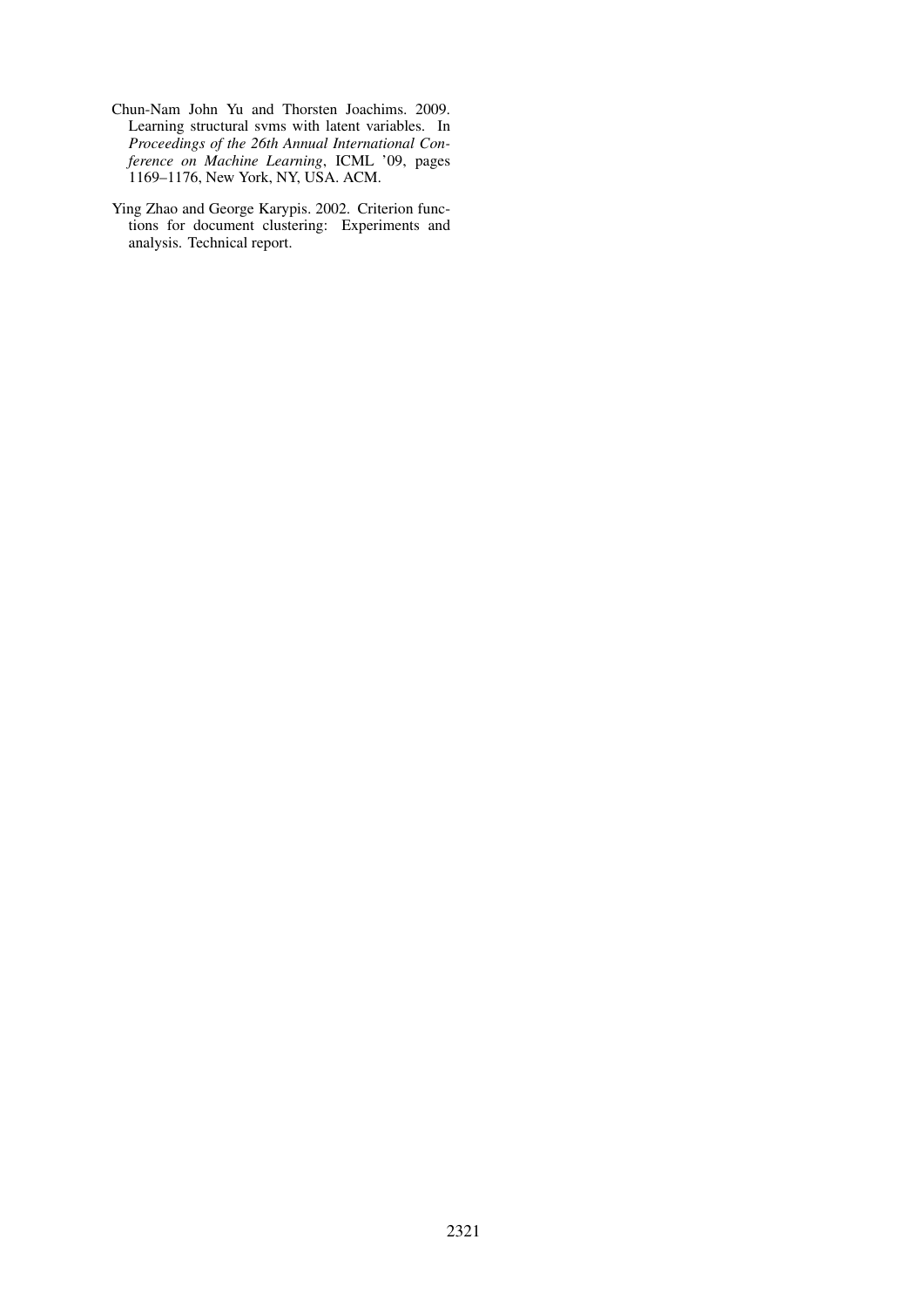Chun-Nam John Yu and Thorsten Joachims. 2009. Learning structural svms with latent variables. In *Proceedings of the 26th Annual International Conference on Machine Learning*, ICML '09, pages 1169–1176, New York, NY, USA. ACM.

Ying Zhao and George Karypis. 2002. Criterion functions for document clustering: Experiments and analysis. Technical report.